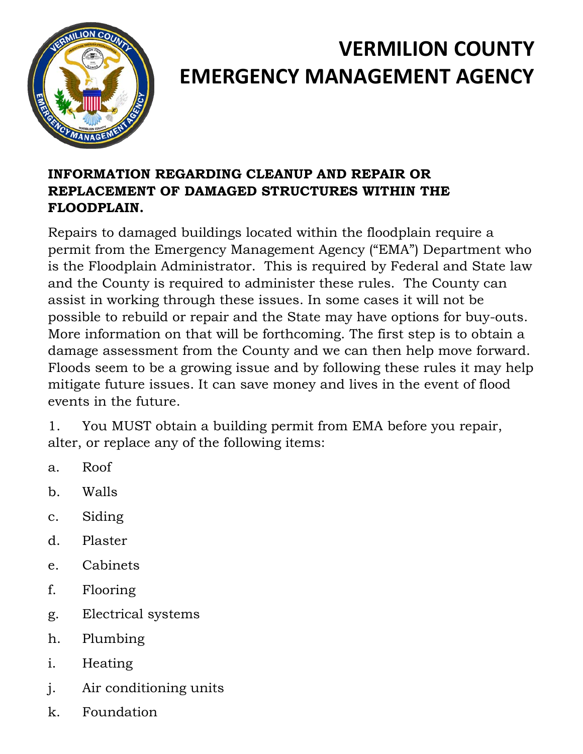# VERMILION COUNTY EMERGENCY MANAGEMENT AGENCY

**INFORMATION REGARDING CLEANUP AND REPAIR OR REPLACEMENT OF DAMAGED STRUCTURES WITHIN THE FLOODPLAIN.**

Repairs to damaged buildings located within the floodplain require a permit from the Emergency Management Agency ("EMA") Department who is the Floodplain Administrator. This is required by Federal and State law and the County is required to administer these rules. The County can assist in working through these issues. In some cases it will not be possible to rebuild or repair and the State may have options for buy-outs. More information on that will be forthcoming. The first step is to obtain a damage assessment from the County and we can then help move forward. Floods seem to be a growing issue and by following these rules it may help mitigate future issues. It can save money and lives in the event of flood events in the future.

1. You MUST obtain a building permit from EMA before you repair, alter, or replace any of the following items:

   a. Roof
   b. Walls
   c. Siding
   d. Plaster
   e. Cabinets
   f. Flooring
   g. Electrical systems
   h. Plumbing
   i. Heating
   j. Air conditioning units
   k. Foundation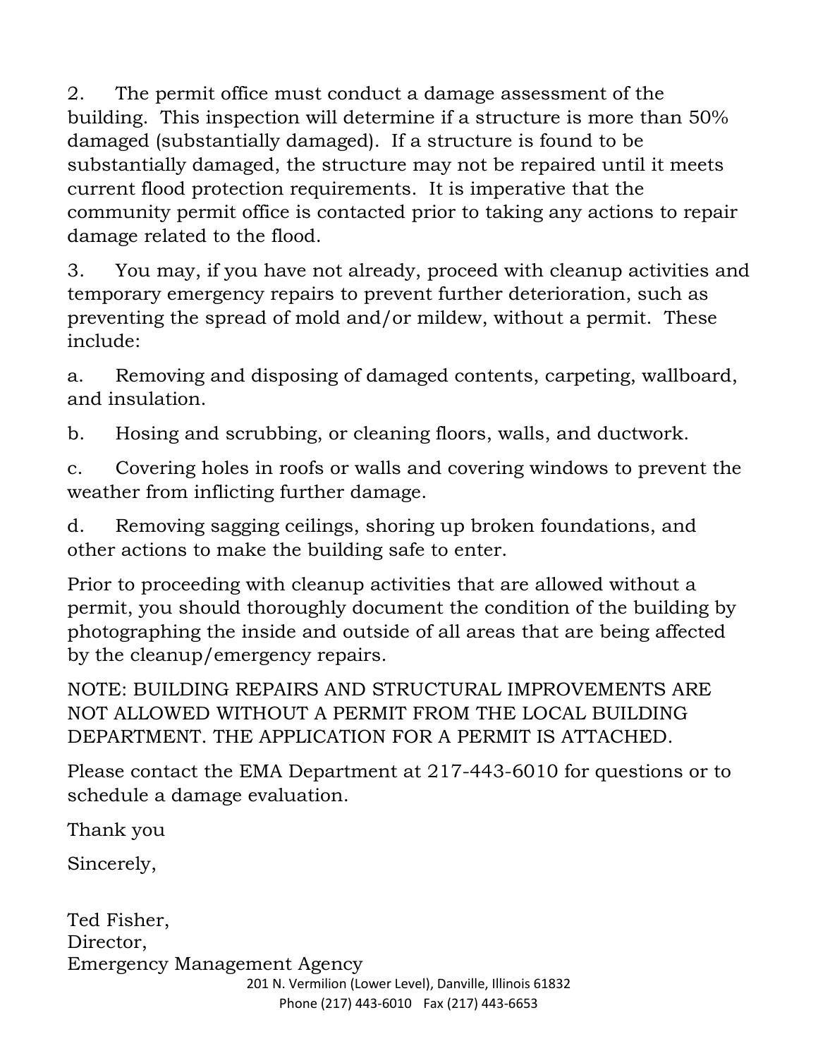2. The permit office must conduct a damage assessment of the building. This inspection will determine if a structure is more than 50% damaged (substantially damaged). If a structure is found to be substantially damaged, the structure may not be repaired until it meets current flood protection requirements. It is imperative that the community permit office is contacted prior to taking any actions to repair damage related to the flood.

3. You may, if you have not already, proceed with cleanup activities and temporary emergency repairs to prevent further deterioration, such as preventing the spread of mold and/or mildew, without a permit. These include:

a. Removing and disposing of damaged contents, carpeting, wallboard, and insulation.

b. Hosing and scrubbing, or cleaning floors, walls, and ductwork.

c. Covering holes in roofs or walls and covering windows to prevent the weather from inflicting further damage.

d. Removing sagging ceilings, shoring up broken foundations, and other actions to make the building safe to enter.

Prior to proceeding with cleanup activities that are allowed without a permit, you should thoroughly document the condition of the building by photographing the inside and outside of all areas that are being affected by the cleanup/emergency repairs.

NOTE: BUILDING REPAIRS AND STRUCTURAL IMPROVEMENTS ARE NOT ALLOWED WITHOUT A PERMIT FROM THE LOCAL BUILDING DEPARTMENT. THE APPLICATION FOR A PERMIT IS ATTACHED.

Please contact the EMA Department at 217-443-6010 for questions or to schedule a damage evaluation.

Thank you

Sincerely,

Ted Fisher,
Director,
Emergency Management Agency

201 N. Vermilion (Lower Level), Danville, Illinois 61832
Phone (217) 443-6010 Fax (217) 443-6653